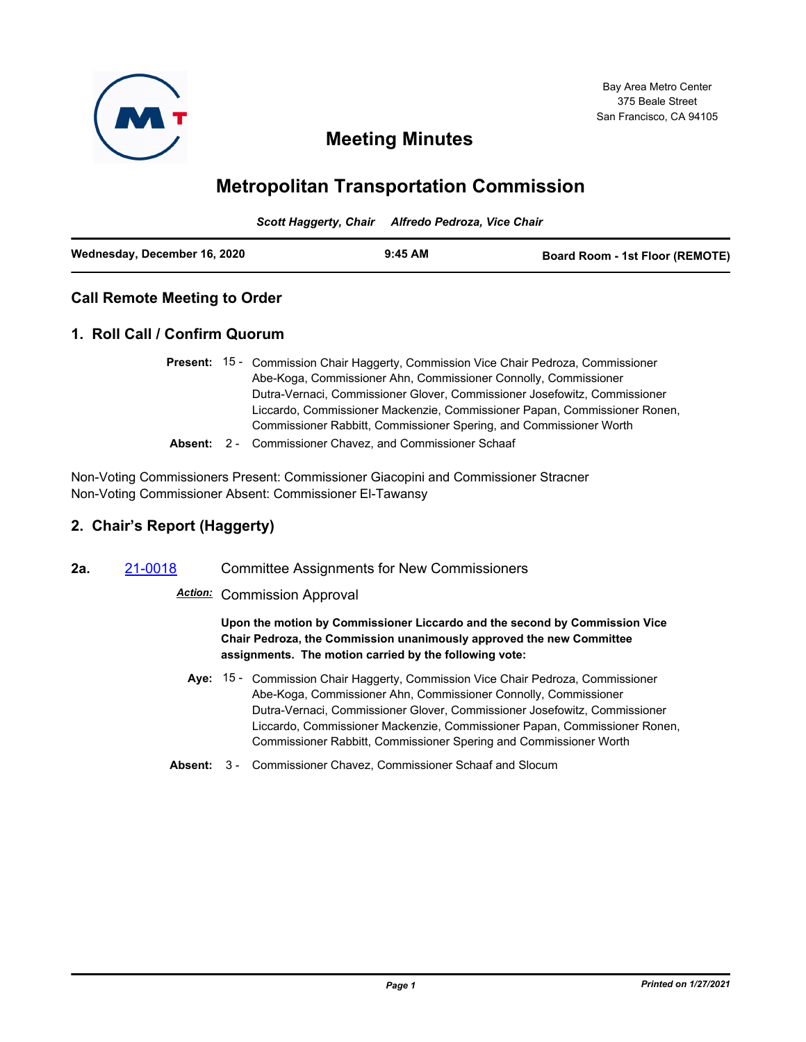Bay Area Metro Center
375 Beale Street
San Francisco, CA 94105

# Meeting Minutes

# Metropolitan Transportation Commission

*Scott Haggerty, Chair    Alfredo Pedroza, Vice Chair*

**Wednesday, December 16, 2020    9:45 AM    Board Room - 1st Floor (REMOTE)**

## Call Remote Meeting to Order

## 1. Roll Call / Confirm Quorum

**Present:** 15 - Commission Chair Haggerty, Commission Vice Chair Pedroza, Commissioner Abe-Koga, Commissioner Ahn, Commissioner Connolly, Commissioner Dutra-Vernaci, Commissioner Glover, Commissioner Josefowitz, Commissioner Liccardo, Commissioner Mackenzie, Commissioner Papan, Commissioner Ronen, Commissioner Rabbitt, Commissioner Spering, and Commissioner Worth

**Absent:** 2 - Commissioner Chavez, and Commissioner Schaaf

Non-Voting Commissioners Present: Commissioner Giacopini and Commissioner Stracner
Non-Voting Commissioner Absent: Commissioner El-Tawansy

## 2. Chair's Report (Haggerty)

**2a.** 21-0018 Committee Assignments for New Commissioners

***Action:*** Commission Approval

**Upon the motion by Commissioner Liccardo and the second by Commission Vice Chair Pedroza, the Commission unanimously approved the new Committee assignments. The motion carried by the following vote:**

**Aye:** 15 - Commission Chair Haggerty, Commission Vice Chair Pedroza, Commissioner Abe-Koga, Commissioner Ahn, Commissioner Connolly, Commissioner Dutra-Vernaci, Commissioner Glover, Commissioner Josefowitz, Commissioner Liccardo, Commissioner Mackenzie, Commissioner Papan, Commissioner Ronen, Commissioner Rabbitt, Commissioner Spering and Commissioner Worth

**Absent:** 3 - Commissioner Chavez, Commissioner Schaaf and Slocum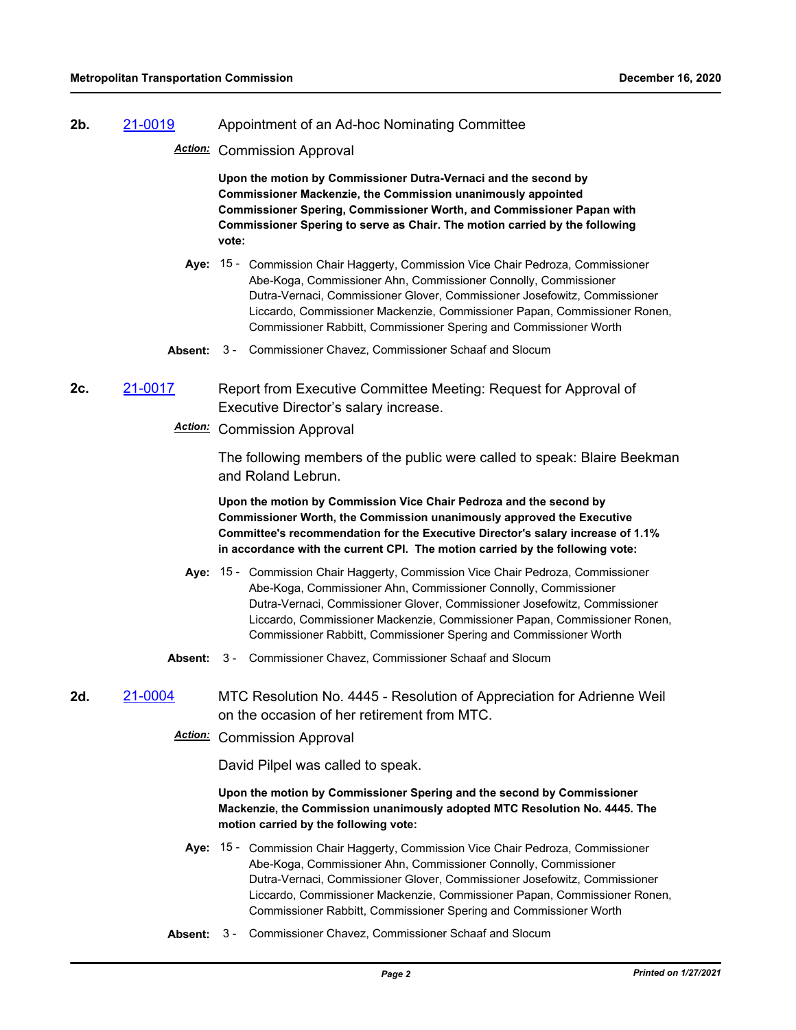**2b.** 21-0019 Appointment of an Ad-hoc Nominating Committee

***Action:*** Commission Approval

**Upon the motion by Commissioner Dutra-Vernaci and the second by Commissioner Mackenzie, the Commission unanimously appointed Commissioner Spering, Commissioner Worth, and Commissioner Papan with Commissioner Spering to serve as Chair. The motion carried by the following vote:**

**Aye:** 15 - Commission Chair Haggerty, Commission Vice Chair Pedroza, Commissioner Abe-Koga, Commissioner Ahn, Commissioner Connolly, Commissioner Dutra-Vernaci, Commissioner Glover, Commissioner Josefowitz, Commissioner Liccardo, Commissioner Mackenzie, Commissioner Papan, Commissioner Ronen, Commissioner Rabbitt, Commissioner Spering and Commissioner Worth

**Absent:** 3 - Commissioner Chavez, Commissioner Schaaf and Slocum

**2c.** 21-0017 Report from Executive Committee Meeting: Request for Approval of Executive Director's salary increase.

***Action:*** Commission Approval

The following members of the public were called to speak: Blaire Beekman and Roland Lebrun.

**Upon the motion by Commission Vice Chair Pedroza and the second by Commissioner Worth, the Commission unanimously approved the Executive Committee's recommendation for the Executive Director's salary increase of 1.1% in accordance with the current CPI. The motion carried by the following vote:**

**Aye:** 15 - Commission Chair Haggerty, Commission Vice Chair Pedroza, Commissioner Abe-Koga, Commissioner Ahn, Commissioner Connolly, Commissioner Dutra-Vernaci, Commissioner Glover, Commissioner Josefowitz, Commissioner Liccardo, Commissioner Mackenzie, Commissioner Papan, Commissioner Ronen, Commissioner Rabbitt, Commissioner Spering and Commissioner Worth

**Absent:** 3 - Commissioner Chavez, Commissioner Schaaf and Slocum

**2d.** 21-0004 MTC Resolution No. 4445 - Resolution of Appreciation for Adrienne Weil on the occasion of her retirement from MTC.

***Action:*** Commission Approval

David Pilpel was called to speak.

**Upon the motion by Commissioner Spering and the second by Commissioner Mackenzie, the Commission unanimously adopted MTC Resolution No. 4445. The motion carried by the following vote:**

**Aye:** 15 - Commission Chair Haggerty, Commission Vice Chair Pedroza, Commissioner Abe-Koga, Commissioner Ahn, Commissioner Connolly, Commissioner Dutra-Vernaci, Commissioner Glover, Commissioner Josefowitz, Commissioner Liccardo, Commissioner Mackenzie, Commissioner Papan, Commissioner Ronen, Commissioner Rabbitt, Commissioner Spering and Commissioner Worth

**Absent:** 3 - Commissioner Chavez, Commissioner Schaaf and Slocum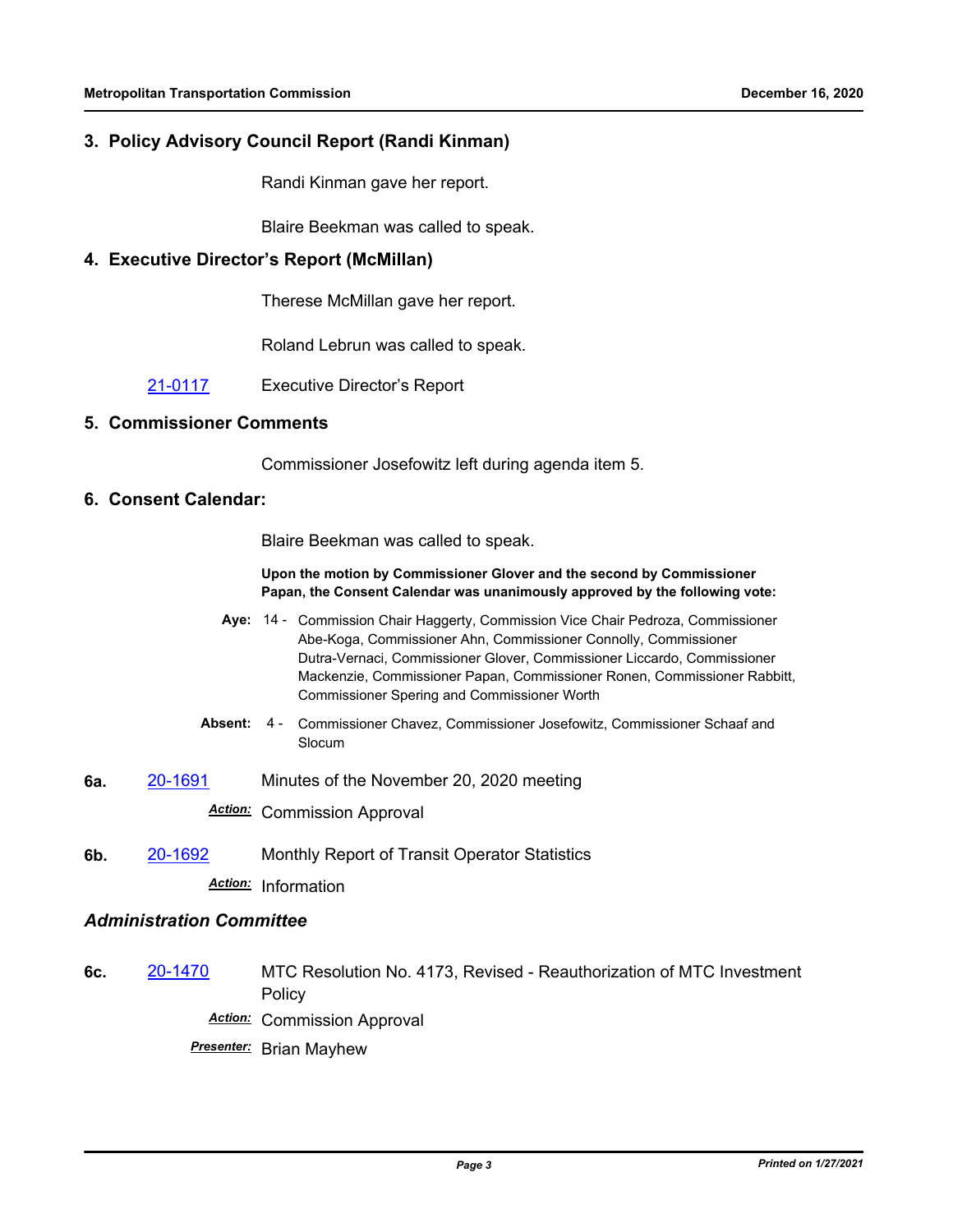## 3. Policy Advisory Council Report (Randi Kinman)

Randi Kinman gave her report.

Blaire Beekman was called to speak.

## 4. Executive Director's Report (McMillan)

Therese McMillan gave her report.

Roland Lebrun was called to speak.

21-0117 Executive Director's Report

## 5. Commissioner Comments

Commissioner Josefowitz left during agenda item 5.

## 6. Consent Calendar:

Blaire Beekman was called to speak.

**Upon the motion by Commissioner Glover and the second by Commissioner Papan, the Consent Calendar was unanimously approved by the following vote:**

**Aye:** 14 - Commission Chair Haggerty, Commission Vice Chair Pedroza, Commissioner Abe-Koga, Commissioner Ahn, Commissioner Connolly, Commissioner Dutra-Vernaci, Commissioner Glover, Commissioner Liccardo, Commissioner Mackenzie, Commissioner Papan, Commissioner Ronen, Commissioner Rabbitt, Commissioner Spering and Commissioner Worth

**Absent:** 4 - Commissioner Chavez, Commissioner Josefowitz, Commissioner Schaaf and Slocum

**6a.** 20-1691 Minutes of the November 20, 2020 meeting

*Action:* Commission Approval

**6b.** 20-1692 Monthly Report of Transit Operator Statistics

*Action:* Information

### *Administration Committee*

**6c.** 20-1470 MTC Resolution No. 4173, Revised - Reauthorization of MTC Investment Policy

*Action:* Commission Approval

*Presenter:* Brian Mayhew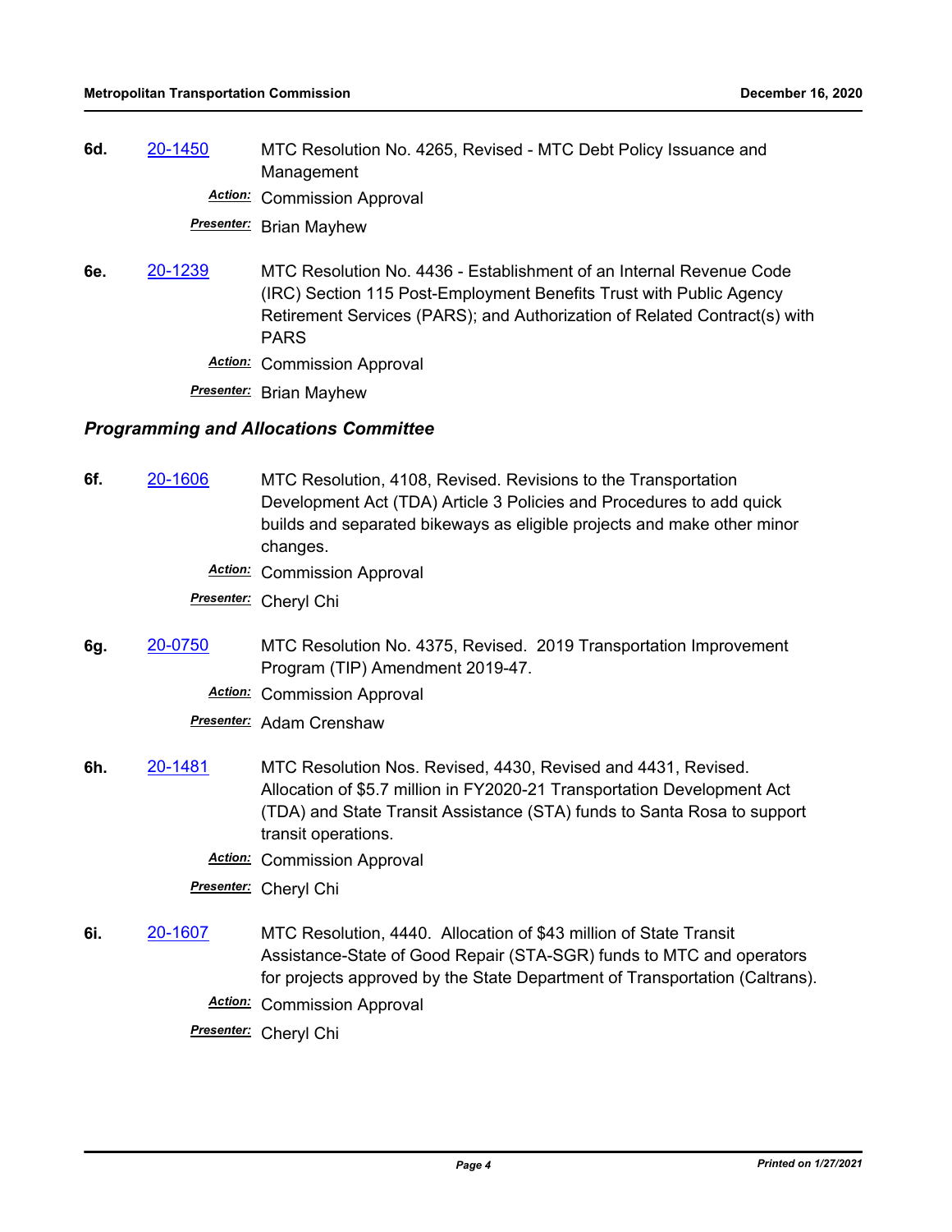**6d.** 20-1450 MTC Resolution No. 4265, Revised - MTC Debt Policy Issuance and Management

*Action:* Commission Approval

*Presenter:* Brian Mayhew

**6e.** 20-1239 MTC Resolution No. 4436 - Establishment of an Internal Revenue Code (IRC) Section 115 Post-Employment Benefits Trust with Public Agency Retirement Services (PARS); and Authorization of Related Contract(s) with PARS

*Action:* Commission Approval

*Presenter:* Brian Mayhew

### *Programming and Allocations Committee*

**6f.** 20-1606 MTC Resolution, 4108, Revised. Revisions to the Transportation Development Act (TDA) Article 3 Policies and Procedures to add quick builds and separated bikeways as eligible projects and make other minor changes.

*Action:* Commission Approval

*Presenter:* Cheryl Chi

**6g.** 20-0750 MTC Resolution No. 4375, Revised. 2019 Transportation Improvement Program (TIP) Amendment 2019-47.

*Action:* Commission Approval

*Presenter:* Adam Crenshaw

**6h.** 20-1481 MTC Resolution Nos. Revised, 4430, Revised and 4431, Revised. Allocation of $5.7 million in FY2020-21 Transportation Development Act (TDA) and State Transit Assistance (STA) funds to Santa Rosa to support transit operations.

*Action:* Commission Approval

*Presenter:* Cheryl Chi

**6i.** 20-1607 MTC Resolution, 4440. Allocation of $43 million of State Transit Assistance-State of Good Repair (STA-SGR) funds to MTC and operators for projects approved by the State Department of Transportation (Caltrans).

*Action:* Commission Approval

*Presenter:* Cheryl Chi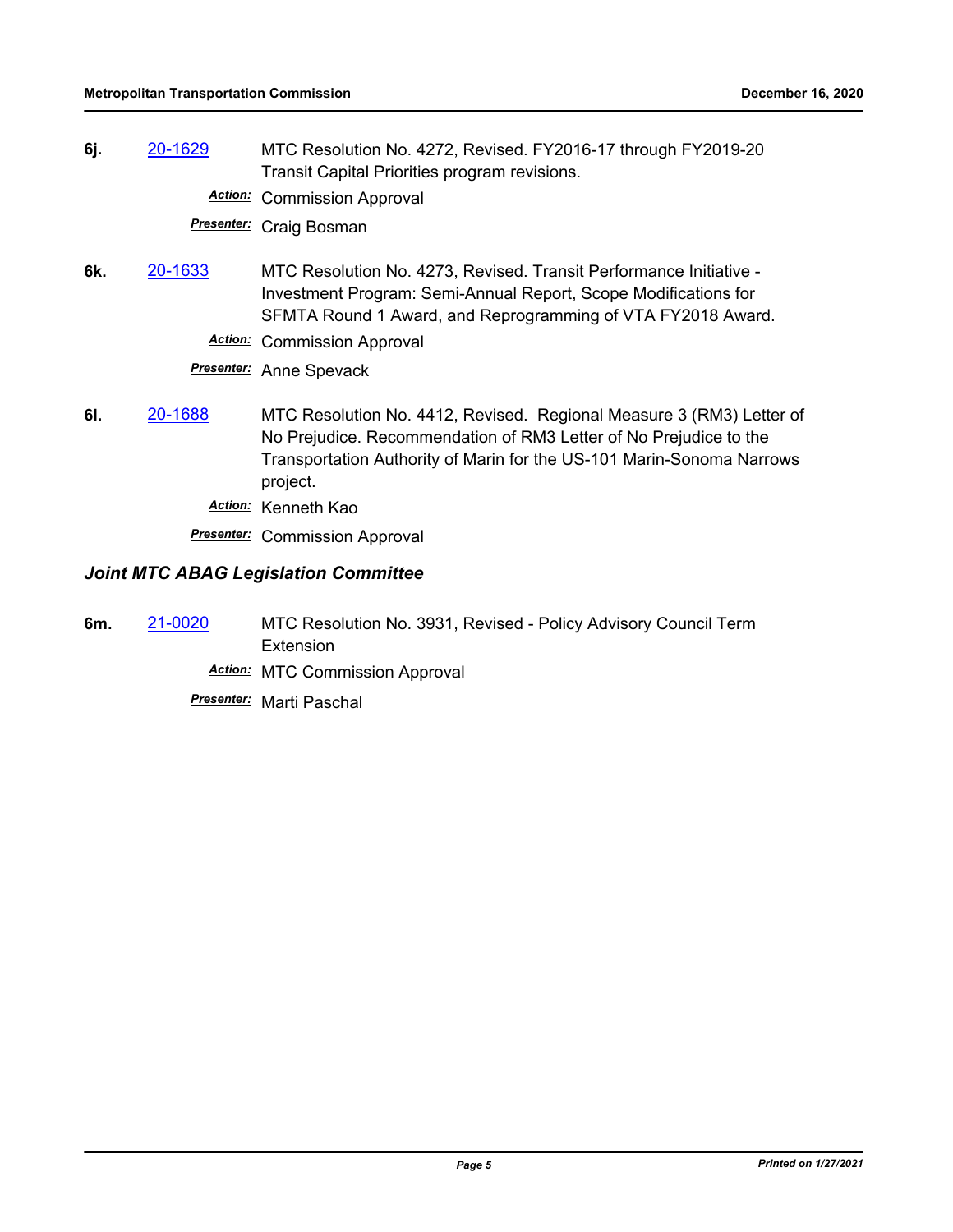**6j.** 20-1629 MTC Resolution No. 4272, Revised. FY2016-17 through FY2019-20 Transit Capital Priorities program revisions.

*Action:* Commission Approval

*Presenter:* Craig Bosman

**6k.** 20-1633 MTC Resolution No. 4273, Revised. Transit Performance Initiative - Investment Program: Semi-Annual Report, Scope Modifications for SFMTA Round 1 Award, and Reprogramming of VTA FY2018 Award.

*Action:* Commission Approval

*Presenter:* Anne Spevack

**6l.** 20-1688 MTC Resolution No. 4412, Revised. Regional Measure 3 (RM3) Letter of No Prejudice. Recommendation of RM3 Letter of No Prejudice to the Transportation Authority of Marin for the US-101 Marin-Sonoma Narrows project.

*Action:* Kenneth Kao

*Presenter:* Commission Approval

### *Joint MTC ABAG Legislation Committee*

**6m.** 21-0020 MTC Resolution No. 3931, Revised - Policy Advisory Council Term Extension

*Action:* MTC Commission Approval

*Presenter:* Marti Paschal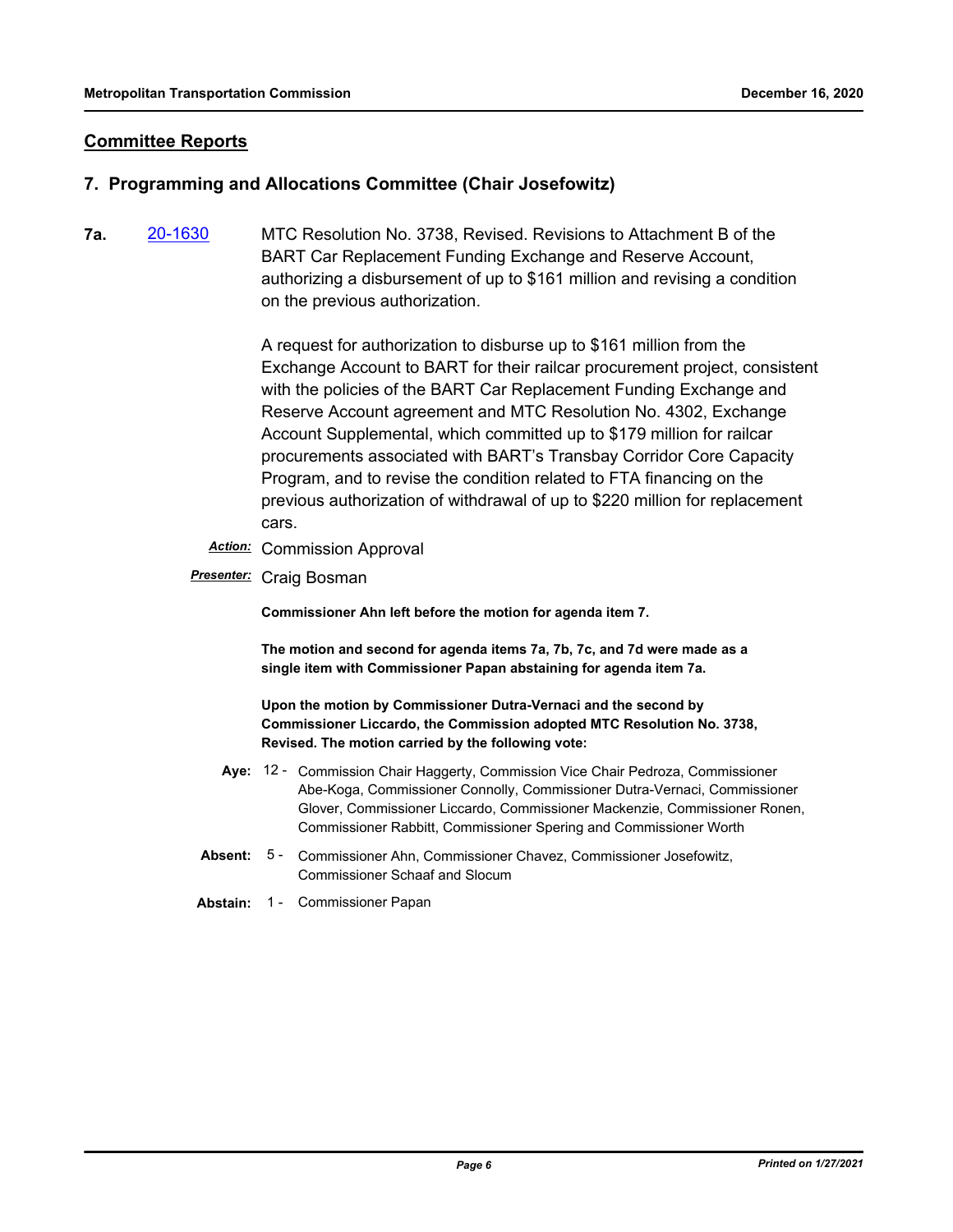## Committee Reports

### 7. Programming and Allocations Committee (Chair Josefowitz)

**7a.** 20-1630 MTC Resolution No. 3738, Revised. Revisions to Attachment B of the BART Car Replacement Funding Exchange and Reserve Account, authorizing a disbursement of up to $161 million and revising a condition on the previous authorization.

A request for authorization to disburse up to $161 million from the Exchange Account to BART for their railcar procurement project, consistent with the policies of the BART Car Replacement Funding Exchange and Reserve Account agreement and MTC Resolution No. 4302, Exchange Account Supplemental, which committed up to $179 million for railcar procurements associated with BART's Transbay Corridor Core Capacity Program, and to revise the condition related to FTA financing on the previous authorization of withdrawal of up to $220 million for replacement cars.

***Action:*** Commission Approval

***Presenter:*** Craig Bosman

**Commissioner Ahn left before the motion for agenda item 7.**

**The motion and second for agenda items 7a, 7b, 7c, and 7d were made as a single item with Commissioner Papan abstaining for agenda item 7a.**

**Upon the motion by Commissioner Dutra-Vernaci and the second by Commissioner Liccardo, the Commission adopted MTC Resolution No. 3738, Revised. The motion carried by the following vote:**

**Aye:** 12 - Commission Chair Haggerty, Commission Vice Chair Pedroza, Commissioner Abe-Koga, Commissioner Connolly, Commissioner Dutra-Vernaci, Commissioner Glover, Commissioner Liccardo, Commissioner Mackenzie, Commissioner Ronen, Commissioner Rabbitt, Commissioner Spering and Commissioner Worth

**Absent:** 5 - Commissioner Ahn, Commissioner Chavez, Commissioner Josefowitz, Commissioner Schaaf and Slocum

**Abstain:** 1 - Commissioner Papan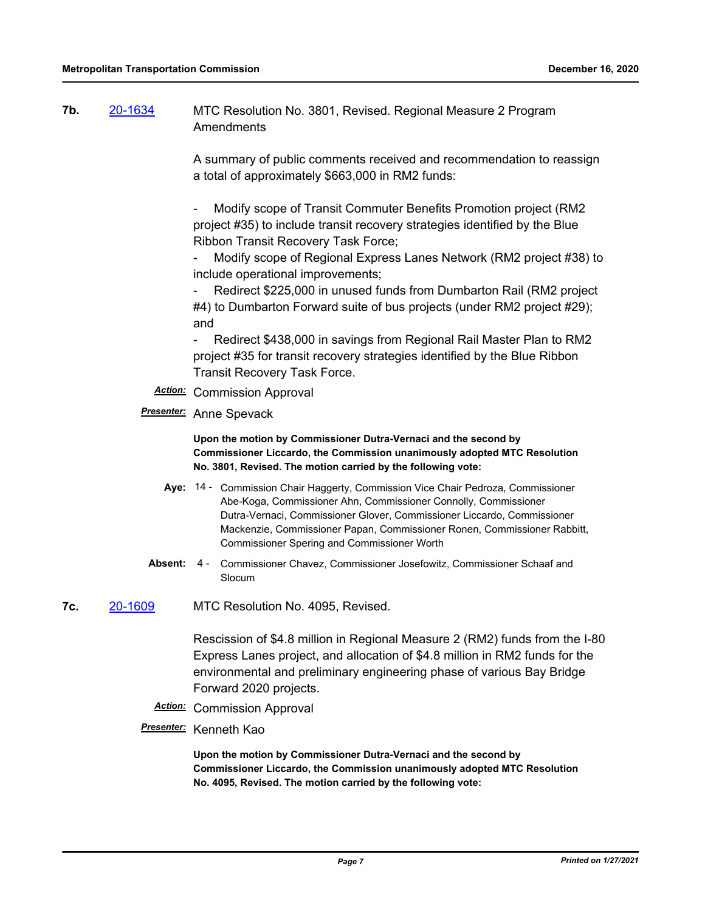**7b.** 20-1634 MTC Resolution No. 3801, Revised. Regional Measure 2 Program Amendments

A summary of public comments received and recommendation to reassign a total of approximately $663,000 in RM2 funds:

- Modify scope of Transit Commuter Benefits Promotion project (RM2 project #35) to include transit recovery strategies identified by the Blue Ribbon Transit Recovery Task Force;
- Modify scope of Regional Express Lanes Network (RM2 project #38) to include operational improvements;
- Redirect $225,000 in unused funds from Dumbarton Rail (RM2 project #4) to Dumbarton Forward suite of bus projects (under RM2 project #29); and
- Redirect $438,000 in savings from Regional Rail Master Plan to RM2 project #35 for transit recovery strategies identified by the Blue Ribbon Transit Recovery Task Force.

***Action:*** Commission Approval

***Presenter:*** Anne Spevack

**Upon the motion by Commissioner Dutra-Vernaci and the second by Commissioner Liccardo, the Commission unanimously adopted MTC Resolution No. 3801, Revised. The motion carried by the following vote:**

**Aye:** 14 - Commission Chair Haggerty, Commission Vice Chair Pedroza, Commissioner Abe-Koga, Commissioner Ahn, Commissioner Connolly, Commissioner Dutra-Vernaci, Commissioner Glover, Commissioner Liccardo, Commissioner Mackenzie, Commissioner Papan, Commissioner Ronen, Commissioner Rabbitt, Commissioner Spering and Commissioner Worth

**Absent:** 4 - Commissioner Chavez, Commissioner Josefowitz, Commissioner Schaaf and Slocum

**7c.** 20-1609 MTC Resolution No. 4095, Revised.

Rescission of $4.8 million in Regional Measure 2 (RM2) funds from the I-80 Express Lanes project, and allocation of $4.8 million in RM2 funds for the environmental and preliminary engineering phase of various Bay Bridge Forward 2020 projects.

***Action:*** Commission Approval

***Presenter:*** Kenneth Kao

**Upon the motion by Commissioner Dutra-Vernaci and the second by Commissioner Liccardo, the Commission unanimously adopted MTC Resolution No. 4095, Revised. The motion carried by the following vote:**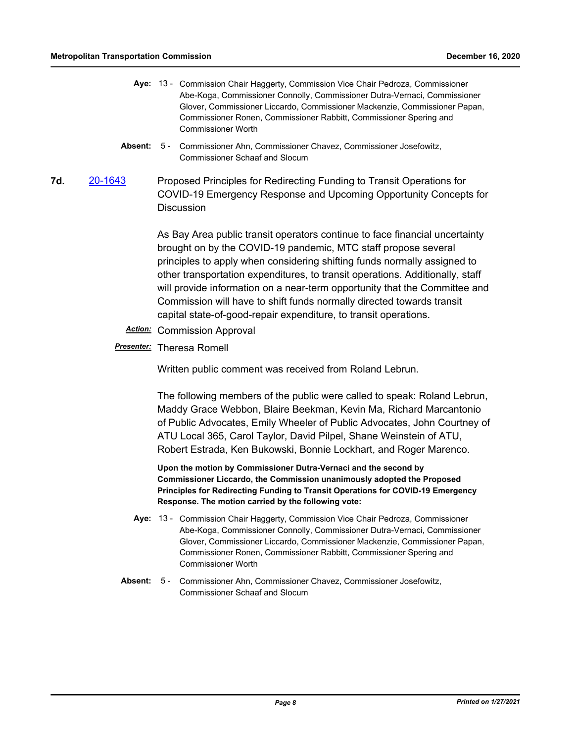**Aye:** 13 - Commission Chair Haggerty, Commission Vice Chair Pedroza, Commissioner Abe-Koga, Commissioner Connolly, Commissioner Dutra-Vernaci, Commissioner Glover, Commissioner Liccardo, Commissioner Mackenzie, Commissioner Papan, Commissioner Ronen, Commissioner Rabbitt, Commissioner Spering and Commissioner Worth

**Absent:** 5 - Commissioner Ahn, Commissioner Chavez, Commissioner Josefowitz, Commissioner Schaaf and Slocum

**7d.** 20-1643 Proposed Principles for Redirecting Funding to Transit Operations for COVID-19 Emergency Response and Upcoming Opportunity Concepts for Discussion

As Bay Area public transit operators continue to face financial uncertainty brought on by the COVID-19 pandemic, MTC staff propose several principles to apply when considering shifting funds normally assigned to other transportation expenditures, to transit operations. Additionally, staff will provide information on a near-term opportunity that the Committee and Commission will have to shift funds normally directed towards transit capital state-of-good-repair expenditure, to transit operations.

***Action:*** Commission Approval

***Presenter:*** Theresa Romell

Written public comment was received from Roland Lebrun.

The following members of the public were called to speak: Roland Lebrun, Maddy Grace Webbon, Blaire Beekman, Kevin Ma, Richard Marcantonio of Public Advocates, Emily Wheeler of Public Advocates, John Courtney of ATU Local 365, Carol Taylor, David Pilpel, Shane Weinstein of ATU, Robert Estrada, Ken Bukowski, Bonnie Lockhart, and Roger Marenco.

**Upon the motion by Commissioner Dutra-Vernaci and the second by Commissioner Liccardo, the Commission unanimously adopted the Proposed Principles for Redirecting Funding to Transit Operations for COVID-19 Emergency Response. The motion carried by the following vote:**

**Aye:** 13 - Commission Chair Haggerty, Commission Vice Chair Pedroza, Commissioner Abe-Koga, Commissioner Connolly, Commissioner Dutra-Vernaci, Commissioner Glover, Commissioner Liccardo, Commissioner Mackenzie, Commissioner Papan, Commissioner Ronen, Commissioner Rabbitt, Commissioner Spering and Commissioner Worth

**Absent:** 5 - Commissioner Ahn, Commissioner Chavez, Commissioner Josefowitz, Commissioner Schaaf and Slocum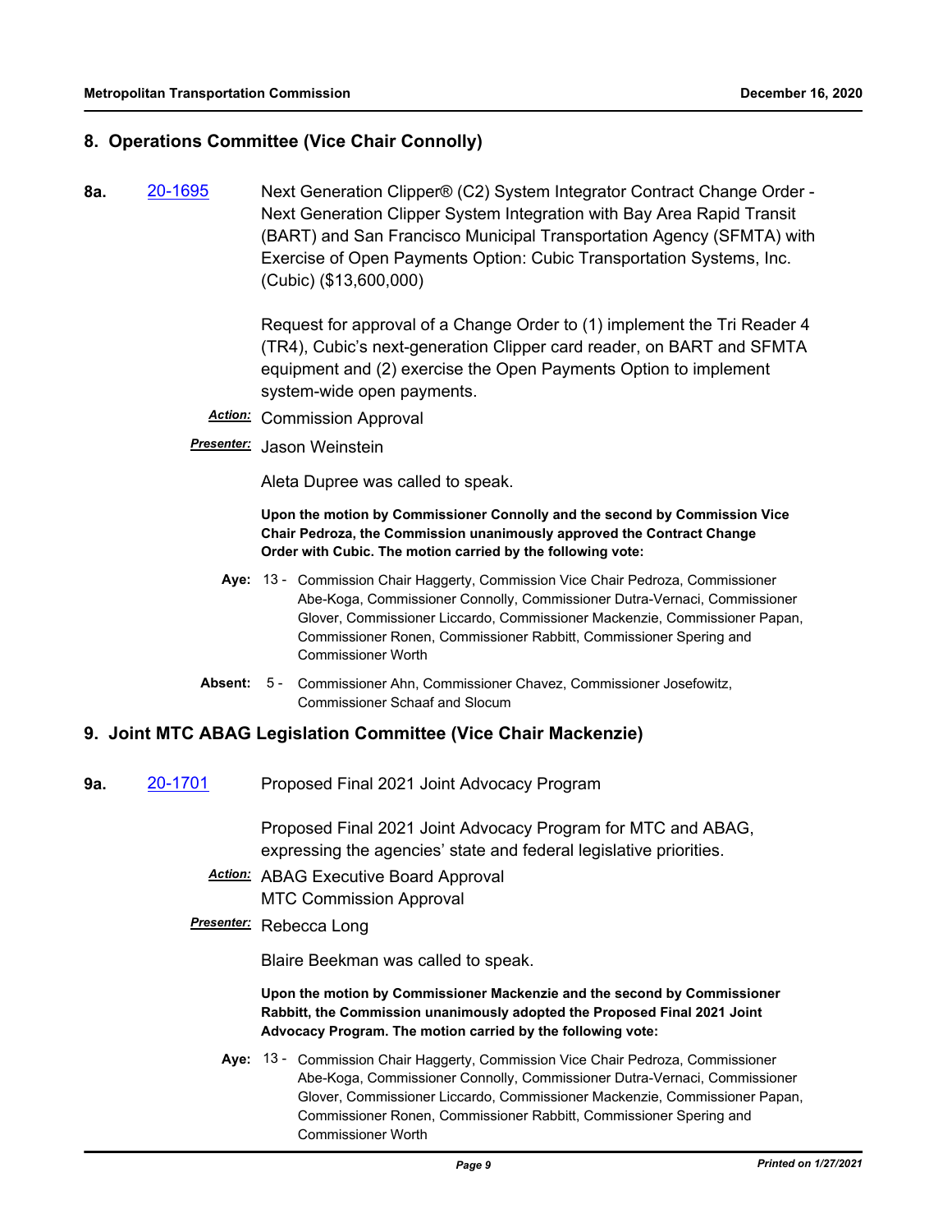## 8. Operations Committee (Vice Chair Connolly)

**8a.** 20-1695 Next Generation Clipper® (C2) System Integrator Contract Change Order - Next Generation Clipper System Integration with Bay Area Rapid Transit (BART) and San Francisco Municipal Transportation Agency (SFMTA) with Exercise of Open Payments Option: Cubic Transportation Systems, Inc. (Cubic) ($13,600,000)

Request for approval of a Change Order to (1) implement the Tri Reader 4 (TR4), Cubic's next-generation Clipper card reader, on BART and SFMTA equipment and (2) exercise the Open Payments Option to implement system-wide open payments.

***Action:*** Commission Approval

***Presenter:*** Jason Weinstein

Aleta Dupree was called to speak.

**Upon the motion by Commissioner Connolly and the second by Commission Vice Chair Pedroza, the Commission unanimously approved the Contract Change Order with Cubic. The motion carried by the following vote:**

**Aye:** 13 - Commission Chair Haggerty, Commission Vice Chair Pedroza, Commissioner Abe-Koga, Commissioner Connolly, Commissioner Dutra-Vernaci, Commissioner Glover, Commissioner Liccardo, Commissioner Mackenzie, Commissioner Papan, Commissioner Ronen, Commissioner Rabbitt, Commissioner Spering and Commissioner Worth

**Absent:** 5 - Commissioner Ahn, Commissioner Chavez, Commissioner Josefowitz, Commissioner Schaaf and Slocum

## 9. Joint MTC ABAG Legislation Committee (Vice Chair Mackenzie)

**9a.** 20-1701 Proposed Final 2021 Joint Advocacy Program

Proposed Final 2021 Joint Advocacy Program for MTC and ABAG, expressing the agencies' state and federal legislative priorities.

***Action:*** ABAG Executive Board Approval
MTC Commission Approval

***Presenter:*** Rebecca Long

Blaire Beekman was called to speak.

**Upon the motion by Commissioner Mackenzie and the second by Commissioner Rabbitt, the Commission unanimously adopted the Proposed Final 2021 Joint Advocacy Program. The motion carried by the following vote:**

**Aye:** 13 - Commission Chair Haggerty, Commission Vice Chair Pedroza, Commissioner Abe-Koga, Commissioner Connolly, Commissioner Dutra-Vernaci, Commissioner Glover, Commissioner Liccardo, Commissioner Mackenzie, Commissioner Papan, Commissioner Ronen, Commissioner Rabbitt, Commissioner Spering and Commissioner Worth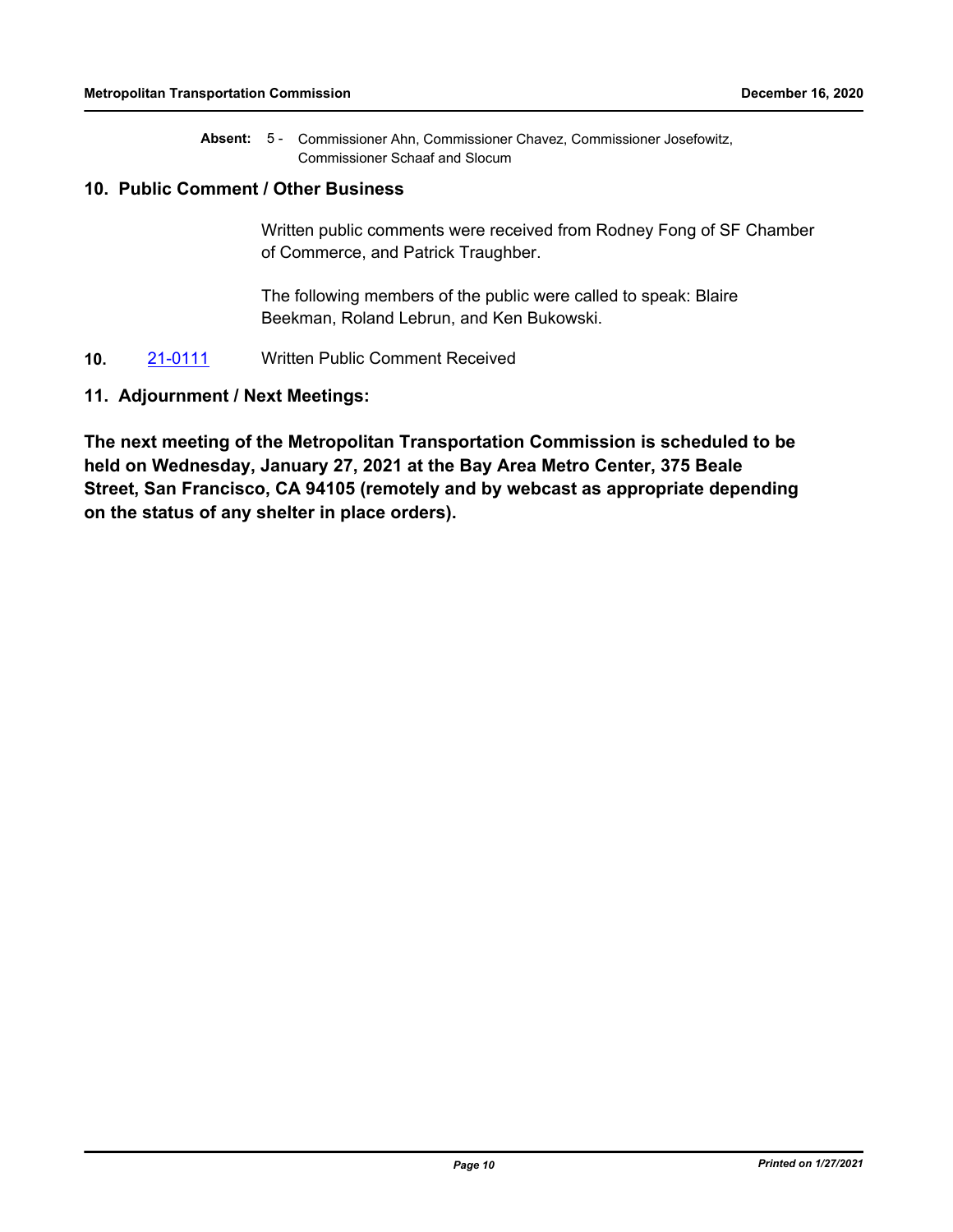**Absent:** 5 - Commissioner Ahn, Commissioner Chavez, Commissioner Josefowitz, Commissioner Schaaf and Slocum

## 10. Public Comment / Other Business

Written public comments were received from Rodney Fong of SF Chamber of Commerce, and Patrick Traughber.

The following members of the public were called to speak: Blaire Beekman, Roland Lebrun, and Ken Bukowski.

**10.** 21-0111 Written Public Comment Received

## 11. Adjournment / Next Meetings:

**The next meeting of the Metropolitan Transportation Commission is scheduled to be held on Wednesday, January 27, 2021 at the Bay Area Metro Center, 375 Beale Street, San Francisco, CA 94105 (remotely and by webcast as appropriate depending on the status of any shelter in place orders).**